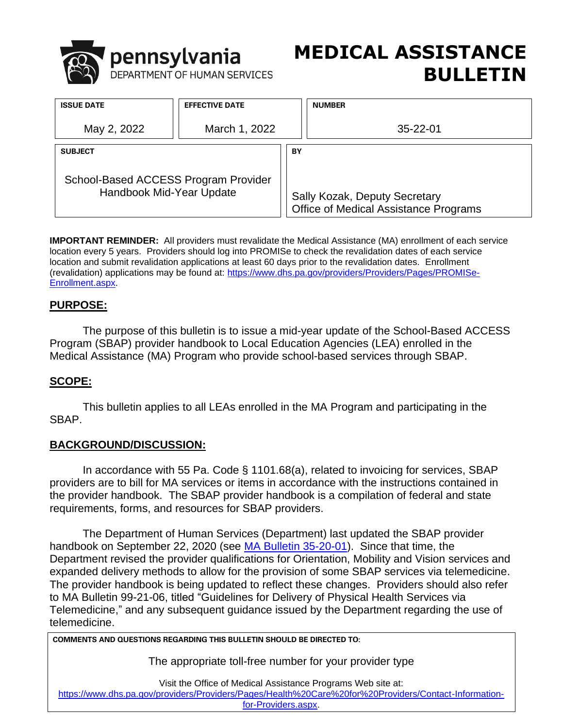pennsylvania
DEPARTMENT OF HUMAN SERVICES

# MEDICAL ASSISTANCE BULLETIN

| ISSUE DATE | EFFECTIVE DATE | NUMBER |
|---|---|---|
| May 2, 2022 | March 1, 2022 | 35-22-01 |

| SUBJECT | BY |
|---|---|
| School-Based ACCESS Program Provider Handbook Mid-Year Update | Sally Kozak, Deputy Secretary Office of Medical Assistance Programs |

**IMPORTANT REMINDER:** All providers must revalidate the Medical Assistance (MA) enrollment of each service location every 5 years. Providers should log into PROMISe to check the revalidation dates of each service location and submit revalidation applications at least 60 days prior to the revalidation dates. Enrollment (revalidation) applications may be found at: https://www.dhs.pa.gov/providers/Providers/Pages/PROMISe-Enrollment.aspx.

## PURPOSE:

The purpose of this bulletin is to issue a mid-year update of the School-Based ACCESS Program (SBAP) provider handbook to Local Education Agencies (LEA) enrolled in the Medical Assistance (MA) Program who provide school-based services through SBAP.

## SCOPE:

This bulletin applies to all LEAs enrolled in the MA Program and participating in the SBAP.

## BACKGROUND/DISCUSSION:

In accordance with 55 Pa. Code § 1101.68(a), related to invoicing for services, SBAP providers are to bill for MA services or items in accordance with the instructions contained in the provider handbook. The SBAP provider handbook is a compilation of federal and state requirements, forms, and resources for SBAP providers.

The Department of Human Services (Department) last updated the SBAP provider handbook on September 22, 2020 (see MA Bulletin 35-20-01). Since that time, the Department revised the provider qualifications for Orientation, Mobility and Vision services and expanded delivery methods to allow for the provision of some SBAP services via telemedicine. The provider handbook is being updated to reflect these changes. Providers should also refer to MA Bulletin 99-21-06, titled "Guidelines for Delivery of Physical Health Services via Telemedicine," and any subsequent guidance issued by the Department regarding the use of telemedicine.

**COMMENTS AND QUESTIONS REGARDING THIS BULLETIN SHOULD BE DIRECTED TO:**

The appropriate toll-free number for your provider type

Visit the Office of Medical Assistance Programs Web site at: https://www.dhs.pa.gov/providers/Providers/Pages/Health%20Care%20for%20Providers/Contact-Information-for-Providers.aspx.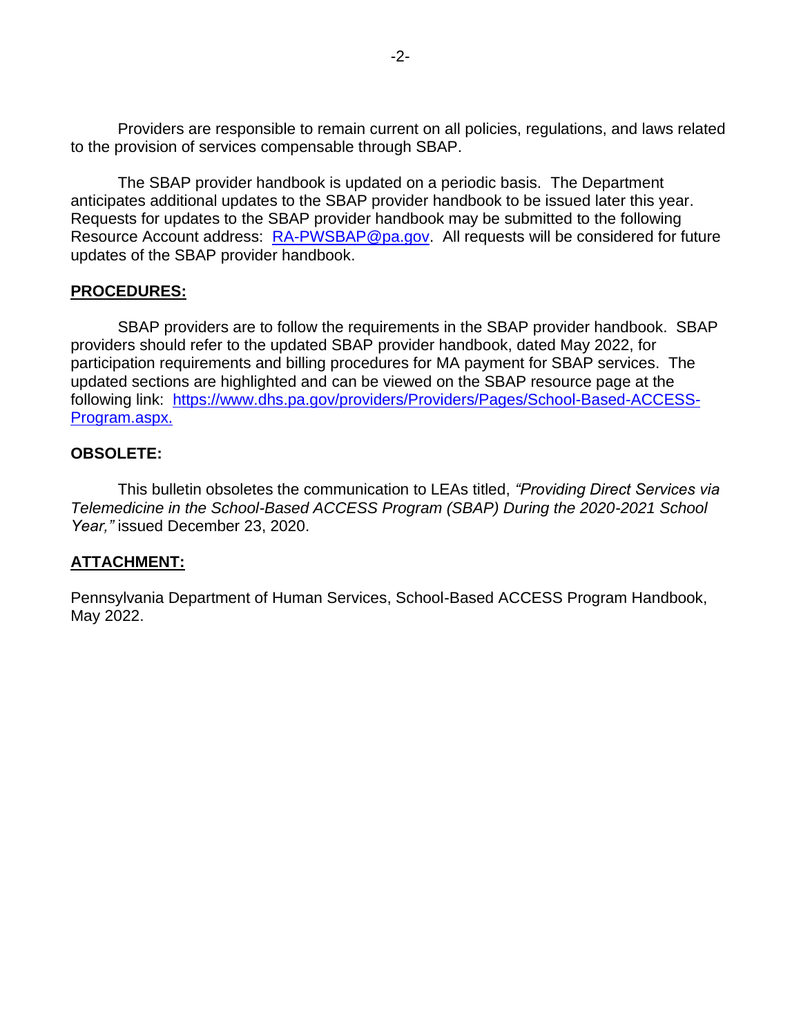Providers are responsible to remain current on all policies, regulations, and laws related to the provision of services compensable through SBAP.

The SBAP provider handbook is updated on a periodic basis. The Department anticipates additional updates to the SBAP provider handbook to be issued later this year. Requests for updates to the SBAP provider handbook may be submitted to the following Resource Account address: RA-PWSBAP@pa.gov. All requests will be considered for future updates of the SBAP provider handbook.

**PROCEDURES:**

SBAP providers are to follow the requirements in the SBAP provider handbook. SBAP providers should refer to the updated SBAP provider handbook, dated May 2022, for participation requirements and billing procedures for MA payment for SBAP services. The updated sections are highlighted and can be viewed on the SBAP resource page at the following link: https://www.dhs.pa.gov/providers/Providers/Pages/School-Based-ACCESS-Program.aspx.

**OBSOLETE:**

This bulletin obsoletes the communication to LEAs titled, *"Providing Direct Services via Telemedicine in the School-Based ACCESS Program (SBAP) During the 2020-2021 School Year,"* issued December 23, 2020.

**ATTACHMENT:**

Pennsylvania Department of Human Services, School-Based ACCESS Program Handbook, May 2022.